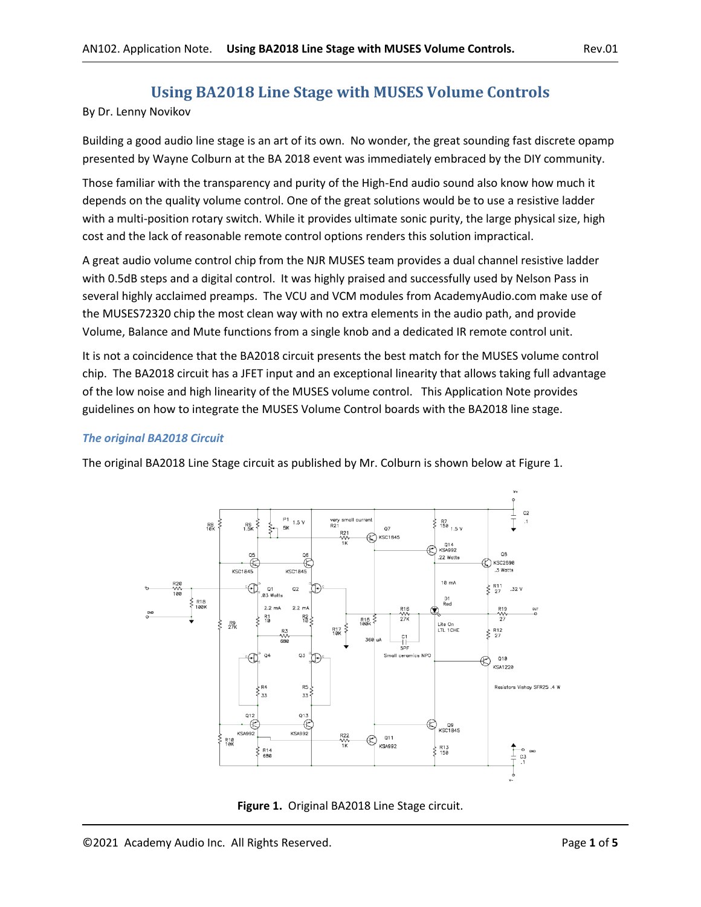# Using BA2018 Line Stage with MUSES Volume Controls

By Dr. Lenny Novikov

Building a good audio line stage is an art of its own. No wonder, the great sounding fast discrete opamp presented by Wayne Colburn at the BA 2018 event was immediately embraced by the DIY community.

Those familiar with the transparency and purity of the High-End audio sound also know how much it depends on the quality volume control. One of the great solutions would be to use a resistive ladder with a multi-position rotary switch. While it provides ultimate sonic purity, the large physical size, high cost and the lack of reasonable remote control options renders this solution impractical.

A great audio volume control chip from the NJR MUSES team provides a dual channel resistive ladder with 0.5dB steps and a digital control. It was highly praised and successfully used by Nelson Pass in several highly acclaimed preamps. The VCU and VCM modules from AcademyAudio.com make use of the MUSES72320 chip the most clean way with no extra elements in the audio path, and provide Volume, Balance and Mute functions from a single knob and a dedicated IR remote control unit.

It is not a coincidence that the BA2018 circuit presents the best match for the MUSES volume control chip. The BA2018 circuit has a JFET input and an exceptional linearity that allows taking full advantage of the low noise and high linearity of the MUSES volume control. This Application Note provides guidelines on how to integrate the MUSES Volume Control boards with the BA2018 line stage.

### *The original BA2018 Circuit*

The original BA2018 Line Stage circuit as published by Mr. Colburn is shown below at Figure 1.

**Figure 1.** Original BA2018 Line Stage circuit.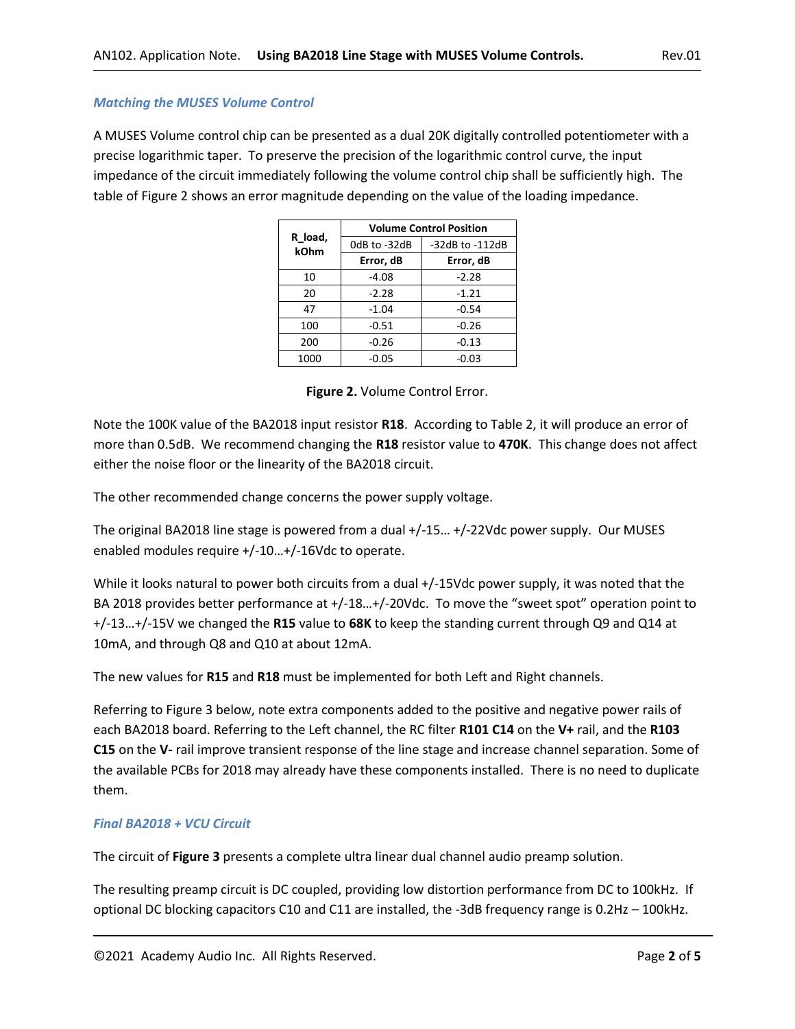### *Matching the MUSES Volume Control*

A MUSES Volume control chip can be presented as a dual 20K digitally controlled potentiometer with a precise logarithmic taper. To preserve the precision of the logarithmic control curve, the input impedance of the circuit immediately following the volume control chip shall be sufficiently high. The table of Figure 2 shows an error magnitude depending on the value of the loading impedance.

| R_load, kOhm | Volume Control Position | |
|---|---|---|
| | 0dB to -32dB | -32dB to -112dB |
| | Error, dB | Error, dB |
| 10 | -4.08 | -2.28 |
| 20 | -2.28 | -1.21 |
| 47 | -1.04 | -0.54 |
| 100 | -0.51 | -0.26 |
| 200 | -0.26 | -0.13 |
| 1000 | -0.05 | -0.03 |

**Figure 2.** Volume Control Error.

Note the 100K value of the BA2018 input resistor **R18**. According to Table 2, it will produce an error of more than 0.5dB. We recommend changing the **R18** resistor value to **470K**. This change does not affect either the noise floor or the linearity of the BA2018 circuit.

The other recommended change concerns the power supply voltage.

The original BA2018 line stage is powered from a dual +/-15… +/-22Vdc power supply. Our MUSES enabled modules require +/-10…+/-16Vdc to operate.

While it looks natural to power both circuits from a dual +/-15Vdc power supply, it was noted that the BA 2018 provides better performance at +/-18…+/-20Vdc. To move the "sweet spot" operation point to +/-13…+/-15V we changed the **R15** value to **68K** to keep the standing current through Q9 and Q14 at 10mA, and through Q8 and Q10 at about 12mA.

The new values for **R15** and **R18** must be implemented for both Left and Right channels.

Referring to Figure 3 below, note extra components added to the positive and negative power rails of each BA2018 board. Referring to the Left channel, the RC filter **R101 C14** on the **V+** rail, and the **R103 C15** on the **V-** rail improve transient response of the line stage and increase channel separation. Some of the available PCBs for 2018 may already have these components installed. There is no need to duplicate them.

### *Final BA2018 + VCU Circuit*

The circuit of **Figure 3** presents a complete ultra linear dual channel audio preamp solution.

The resulting preamp circuit is DC coupled, providing low distortion performance from DC to 100kHz. If optional DC blocking capacitors C10 and C11 are installed, the -3dB frequency range is 0.2Hz – 100kHz.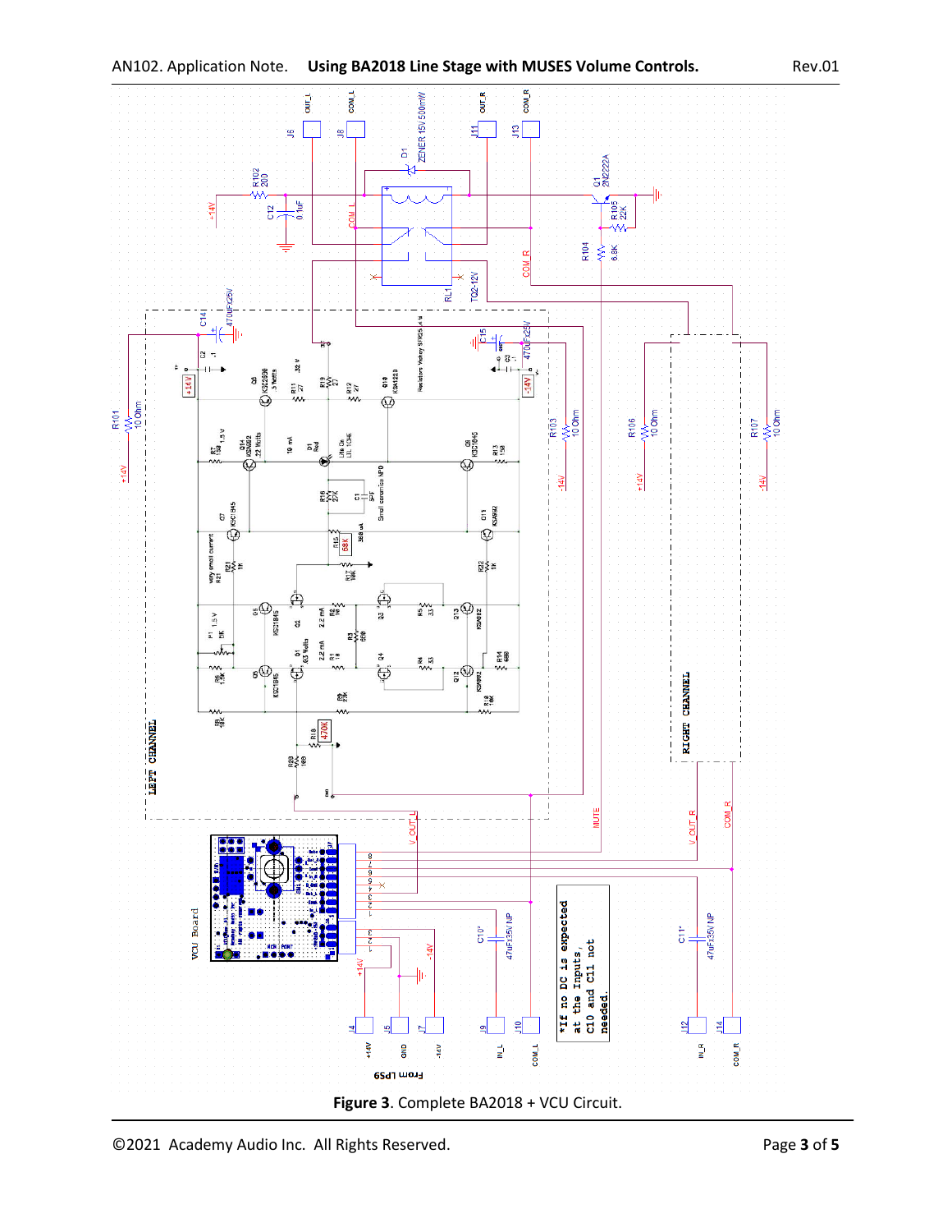Figure 3. Complete BA2018 + VCU Circuit.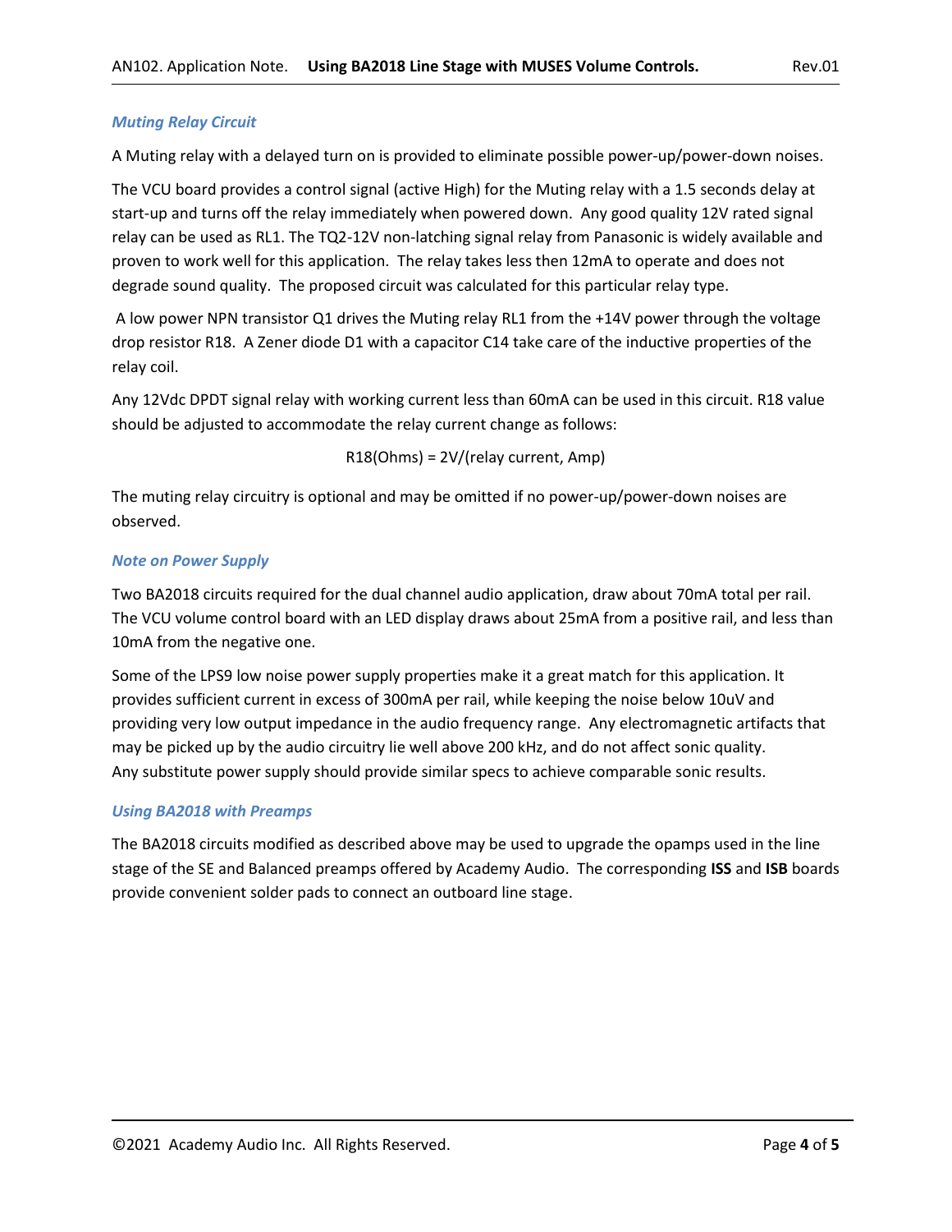### *Muting Relay Circuit*

A Muting relay with a delayed turn on is provided to eliminate possible power-up/power-down noises.

The VCU board provides a control signal (active High) for the Muting relay with a 1.5 seconds delay at start-up and turns off the relay immediately when powered down. Any good quality 12V rated signal relay can be used as RL1. The TQ2-12V non-latching signal relay from Panasonic is widely available and proven to work well for this application. The relay takes less then 12mA to operate and does not degrade sound quality. The proposed circuit was calculated for this particular relay type.

A low power NPN transistor Q1 drives the Muting relay RL1 from the +14V power through the voltage drop resistor R18. A Zener diode D1 with a capacitor C14 take care of the inductive properties of the relay coil.

Any 12Vdc DPDT signal relay with working current less than 60mA can be used in this circuit. R18 value should be adjusted to accommodate the relay current change as follows:

R18(Ohms) = 2V/(relay current, Amp)

The muting relay circuitry is optional and may be omitted if no power-up/power-down noises are observed.

### *Note on Power Supply*

Two BA2018 circuits required for the dual channel audio application, draw about 70mA total per rail. The VCU volume control board with an LED display draws about 25mA from a positive rail, and less than 10mA from the negative one.

Some of the LPS9 low noise power supply properties make it a great match for this application. It provides sufficient current in excess of 300mA per rail, while keeping the noise below 10uV and providing very low output impedance in the audio frequency range. Any electromagnetic artifacts that may be picked up by the audio circuitry lie well above 200 kHz, and do not affect sonic quality. Any substitute power supply should provide similar specs to achieve comparable sonic results.

### *Using BA2018 with Preamps*

The BA2018 circuits modified as described above may be used to upgrade the opamps used in the line stage of the SE and Balanced preamps offered by Academy Audio. The corresponding **ISS** and **ISB** boards provide convenient solder pads to connect an outboard line stage.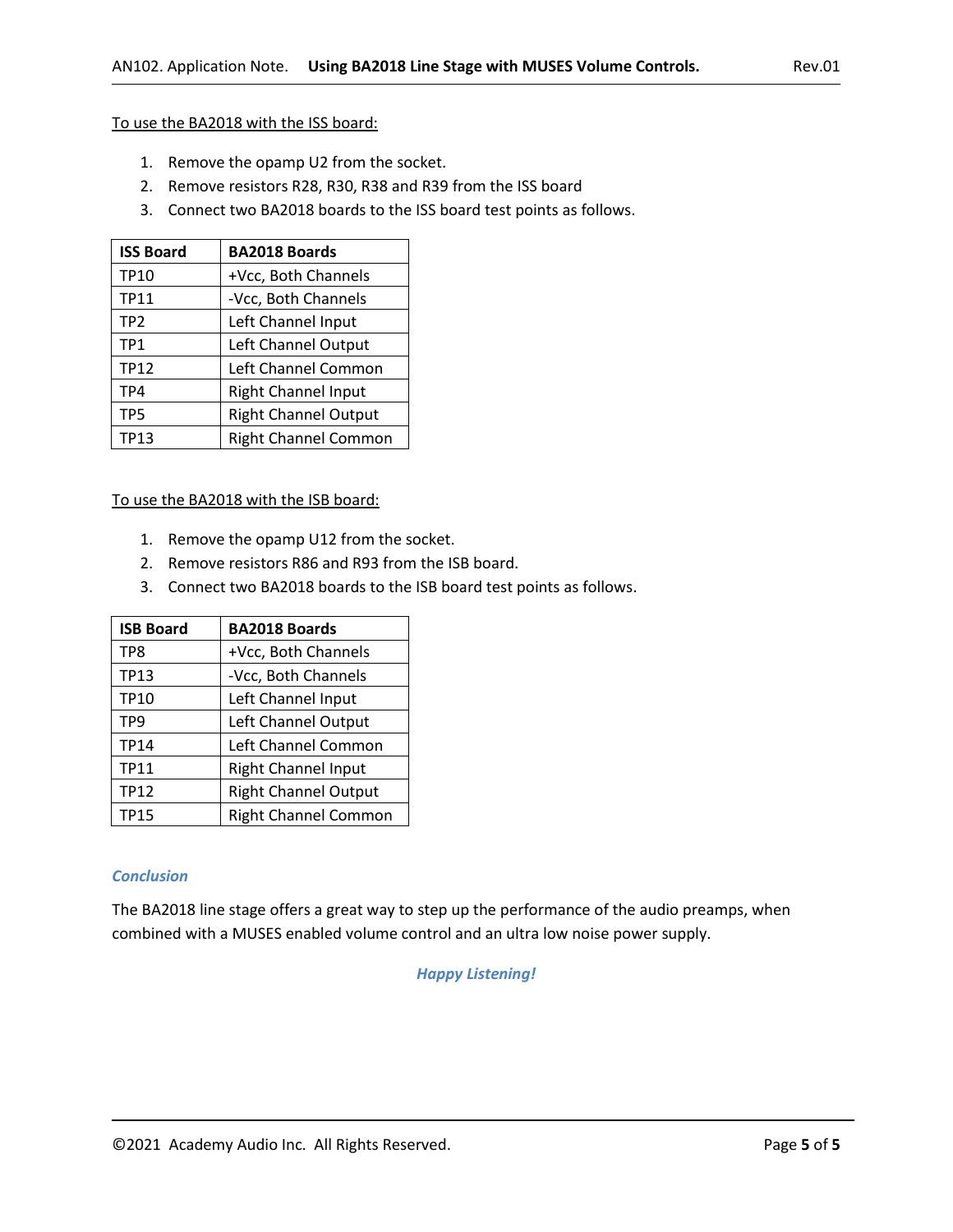To use the BA2018 with the ISS board:

1. Remove the opamp U2 from the socket.
2. Remove resistors R28, R30, R38 and R39 from the ISS board
3. Connect two BA2018 boards to the ISS board test points as follows.

| ISS Board | BA2018 Boards |
|---|---|
| TP10 | +Vcc, Both Channels |
| TP11 | -Vcc, Both Channels |
| TP2 | Left Channel Input |
| TP1 | Left Channel Output |
| TP12 | Left Channel Common |
| TP4 | Right Channel Input |
| TP5 | Right Channel Output |
| TP13 | Right Channel Common |

To use the BA2018 with the ISB board:

1. Remove the opamp U12 from the socket.
2. Remove resistors R86 and R93 from the ISB board.
3. Connect two BA2018 boards to the ISB board test points as follows.

| ISB Board | BA2018 Boards |
|---|---|
| TP8 | +Vcc, Both Channels |
| TP13 | -Vcc, Both Channels |
| TP10 | Left Channel Input |
| TP9 | Left Channel Output |
| TP14 | Left Channel Common |
| TP11 | Right Channel Input |
| TP12 | Right Channel Output |
| TP15 | Right Channel Common |

### *Conclusion*

The BA2018 line stage offers a great way to step up the performance of the audio preamps, when combined with a MUSES enabled volume control and an ultra low noise power supply.

***Happy Listening!***

©2021 Academy Audio Inc. All Rights Reserved.